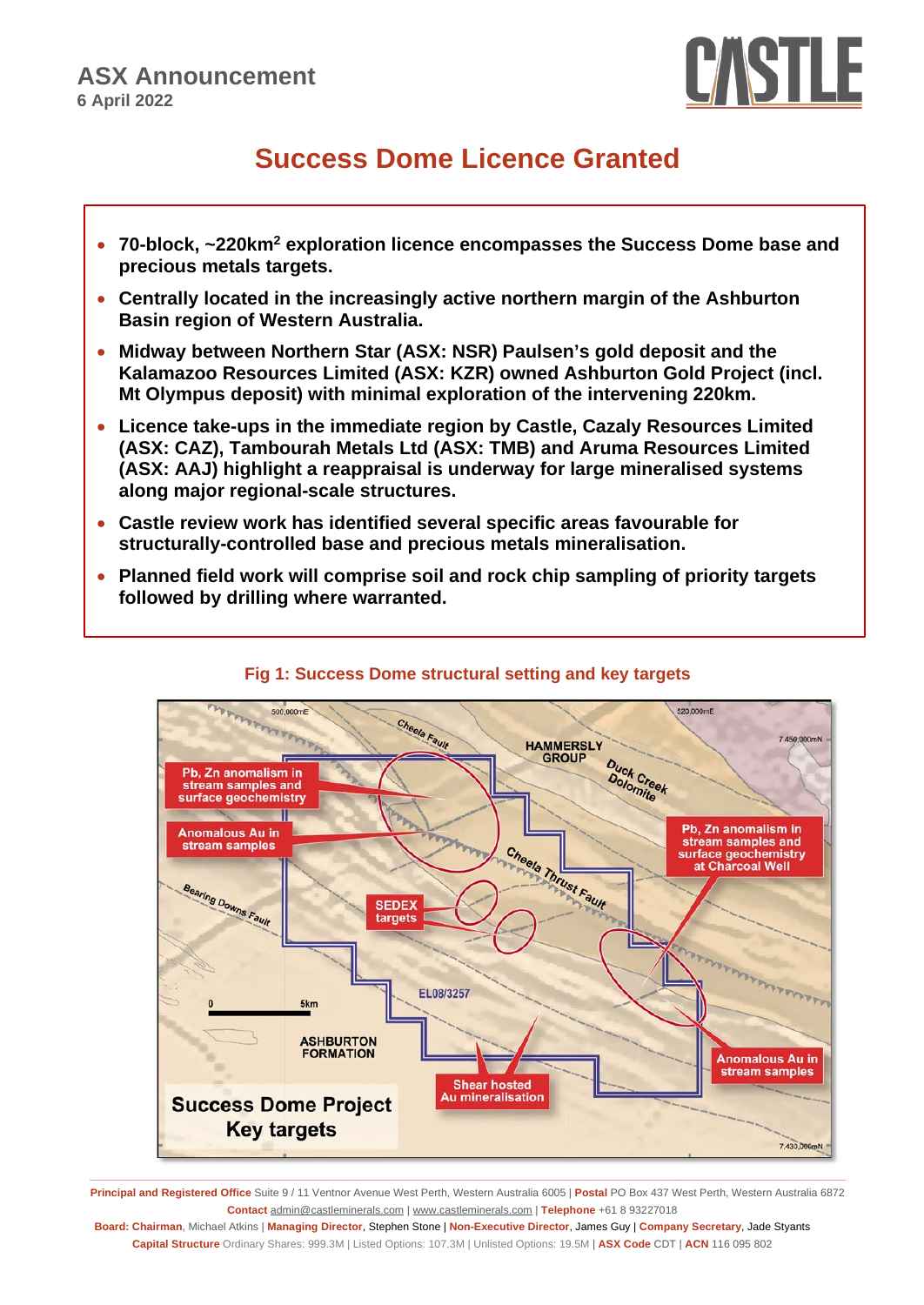ASX Announcement
6 April 2022

# Success Dome Licence Granted

- **70-block, ~220km$^2$ exploration licence encompasses the Success Dome base and precious metals targets.**
- **Centrally located in the increasingly active northern margin of the Ashburton Basin region of Western Australia.**
- **Midway between Northern Star (ASX: NSR) Paulsen's gold deposit and the Kalamazoo Resources Limited (ASX: KZR) owned Ashburton Gold Project (incl. Mt Olympus deposit) with minimal exploration of the intervening 220km.**
- **Licence take-ups in the immediate region by Castle, Cazaly Resources Limited (ASX: CAZ), Tambourah Metals Ltd (ASX: TMB) and Aruma Resources Limited (ASX: AAJ) highlight a reappraisal is underway for large mineralised systems along major regional-scale structures.**
- **Castle review work has identified several specific areas favourable for structurally-controlled base and precious metals mineralisation.**
- **Planned field work will comprise soil and rock chip sampling of priority targets followed by drilling where warranted.**

**Fig 1: Success Dome structural setting and key targets**

**Principal and Registered Office** Suite 9 / 11 Ventnor Avenue West Perth, Western Australia 6005 | **Postal** PO Box 437 West Perth, Western Australia 6872
**Contact** admin@castleminerals.com | www.castleminerals.com | **Telephone** +61 8 93227018
**Board: Chairman**, Michael Atkins | **Managing Director**, Stephen Stone | **Non-Executive Director**, James Guy | **Company Secretary**, Jade Styants
**Capital Structure** Ordinary Shares: 999.3M | Listed Options: 107.3M | Unlisted Options: 19.5M | **ASX Code** CDT | **ACN** 116 095 802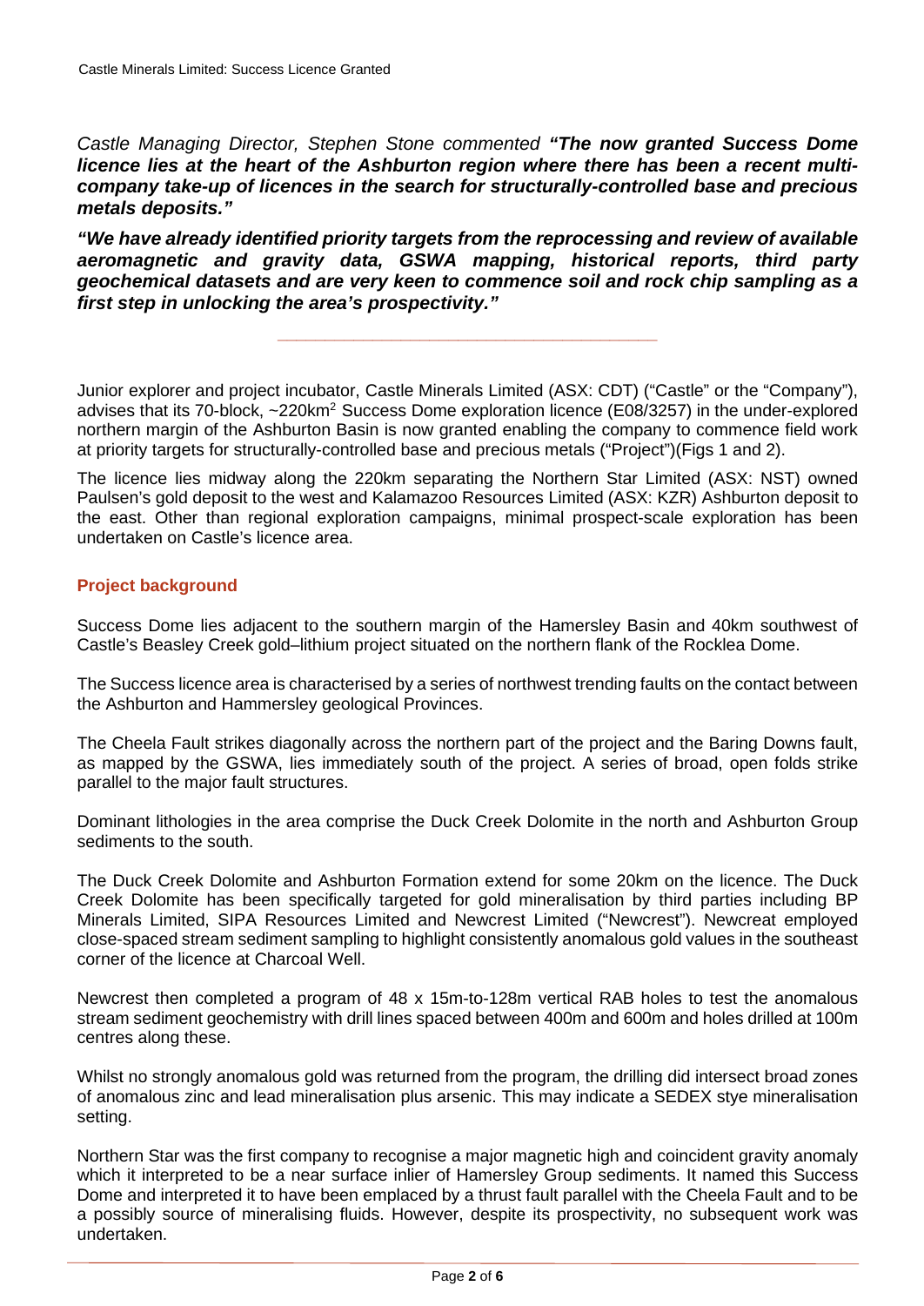*Castle Managing Director, Stephen Stone commented* ***"The now granted Success Dome licence lies at the heart of the Ashburton region where there has been a recent multi-company take-up of licences in the search for structurally-controlled base and precious metals deposits."***

***"We have already identified priority targets from the reprocessing and review of available aeromagnetic and gravity data, GSWA mapping, historical reports, third party geochemical datasets and are very keen to commence soil and rock chip sampling as a first step in unlocking the area's prospectivity."***

---

Junior explorer and project incubator, Castle Minerals Limited (ASX: CDT) ("Castle" or the "Company"), advises that its 70-block, ~220km$^2$ Success Dome exploration licence (E08/3257) in the under-explored northern margin of the Ashburton Basin is now granted enabling the company to commence field work at priority targets for structurally-controlled base and precious metals ("Project")(Figs 1 and 2).

The licence lies midway along the 220km separating the Northern Star Limited (ASX: NST) owned Paulsen's gold deposit to the west and Kalamazoo Resources Limited (ASX: KZR) Ashburton deposit to the east. Other than regional exploration campaigns, minimal prospect-scale exploration has been undertaken on Castle's licence area.

## Project background

Success Dome lies adjacent to the southern margin of the Hamersley Basin and 40km southwest of Castle's Beasley Creek gold–lithium project situated on the northern flank of the Rocklea Dome.

The Success licence area is characterised by a series of northwest trending faults on the contact between the Ashburton and Hammersley geological Provinces.

The Cheela Fault strikes diagonally across the northern part of the project and the Baring Downs fault, as mapped by the GSWA, lies immediately south of the project. A series of broad, open folds strike parallel to the major fault structures.

Dominant lithologies in the area comprise the Duck Creek Dolomite in the north and Ashburton Group sediments to the south.

The Duck Creek Dolomite and Ashburton Formation extend for some 20km on the licence. The Duck Creek Dolomite has been specifically targeted for gold mineralisation by third parties including BP Minerals Limited, SIPA Resources Limited and Newcrest Limited ("Newcrest"). Newcreat employed close-spaced stream sediment sampling to highlight consistently anomalous gold values in the southeast corner of the licence at Charcoal Well.

Newcrest then completed a program of 48 x 15m-to-128m vertical RAB holes to test the anomalous stream sediment geochemistry with drill lines spaced between 400m and 600m and holes drilled at 100m centres along these.

Whilst no strongly anomalous gold was returned from the program, the drilling did intersect broad zones of anomalous zinc and lead mineralisation plus arsenic. This may indicate a SEDEX stye mineralisation setting.

Northern Star was the first company to recognise a major magnetic high and coincident gravity anomaly which it interpreted to be a near surface inlier of Hamersley Group sediments. It named this Success Dome and interpreted it to have been emplaced by a thrust fault parallel with the Cheela Fault and to be a possibly source of mineralising fluids. However, despite its prospectivity, no subsequent work was undertaken.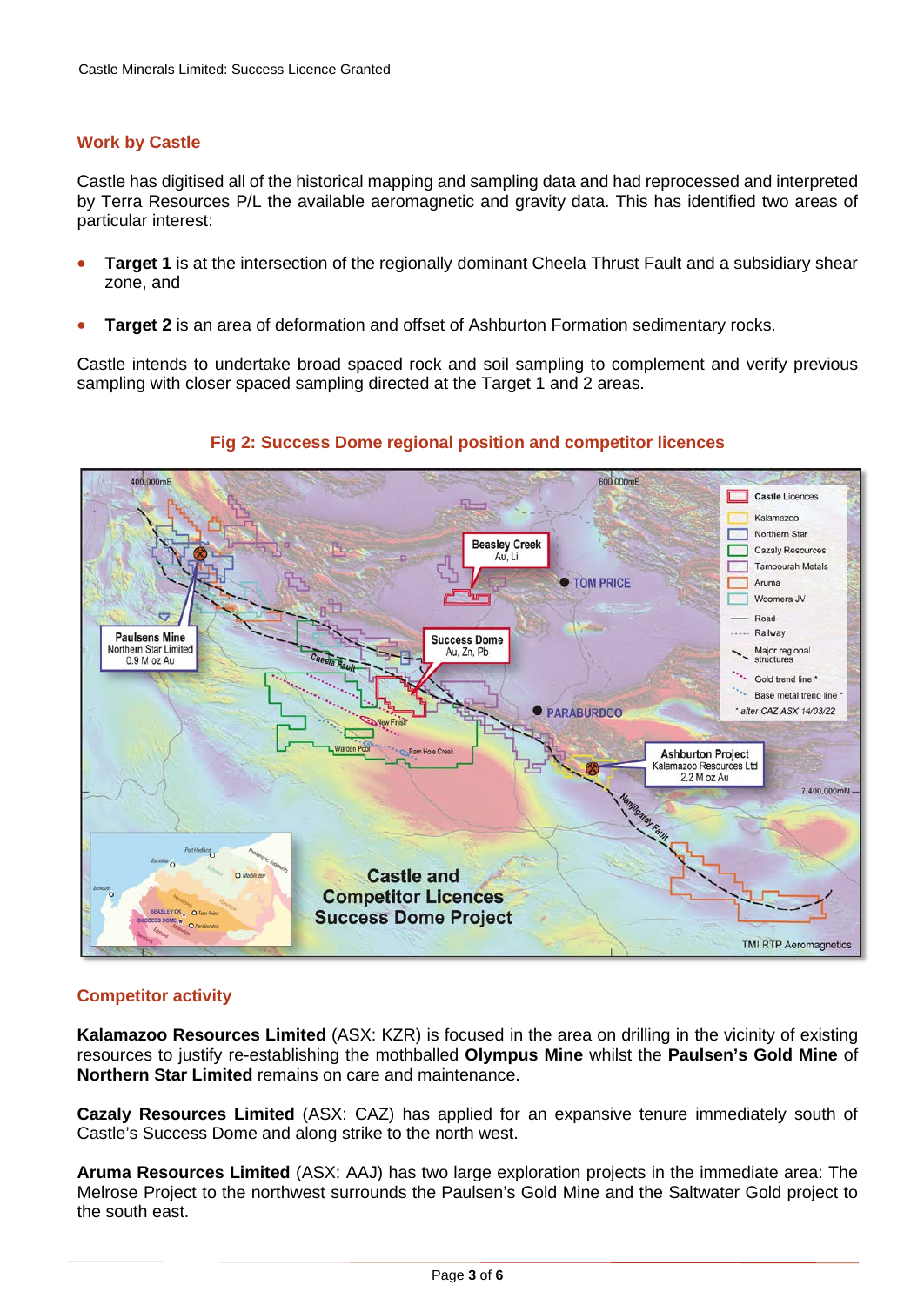## Work by Castle

Castle has digitised all of the historical mapping and sampling data and had reprocessed and interpreted by Terra Resources P/L the available aeromagnetic and gravity data. This has identified two areas of particular interest:

- **Target 1** is at the intersection of the regionally dominant Cheela Thrust Fault and a subsidiary shear zone, and
- **Target 2** is an area of deformation and offset of Ashburton Formation sedimentary rocks.

Castle intends to undertake broad spaced rock and soil sampling to complement and verify previous sampling with closer spaced sampling directed at the Target 1 and 2 areas.

**Fig 2: Success Dome regional position and competitor licences**

## Competitor activity

**Kalamazoo Resources Limited** (ASX: KZR) is focused in the area on drilling in the vicinity of existing resources to justify re-establishing the mothballed **Olympus Mine** whilst the **Paulsen's Gold Mine** of **Northern Star Limited** remains on care and maintenance.

**Cazaly Resources Limited** (ASX: CAZ) has applied for an expansive tenure immediately south of Castle's Success Dome and along strike to the north west.

**Aruma Resources Limited** (ASX: AAJ) has two large exploration projects in the immediate area: The Melrose Project to the northwest surrounds the Paulsen's Gold Mine and the Saltwater Gold project to the south east.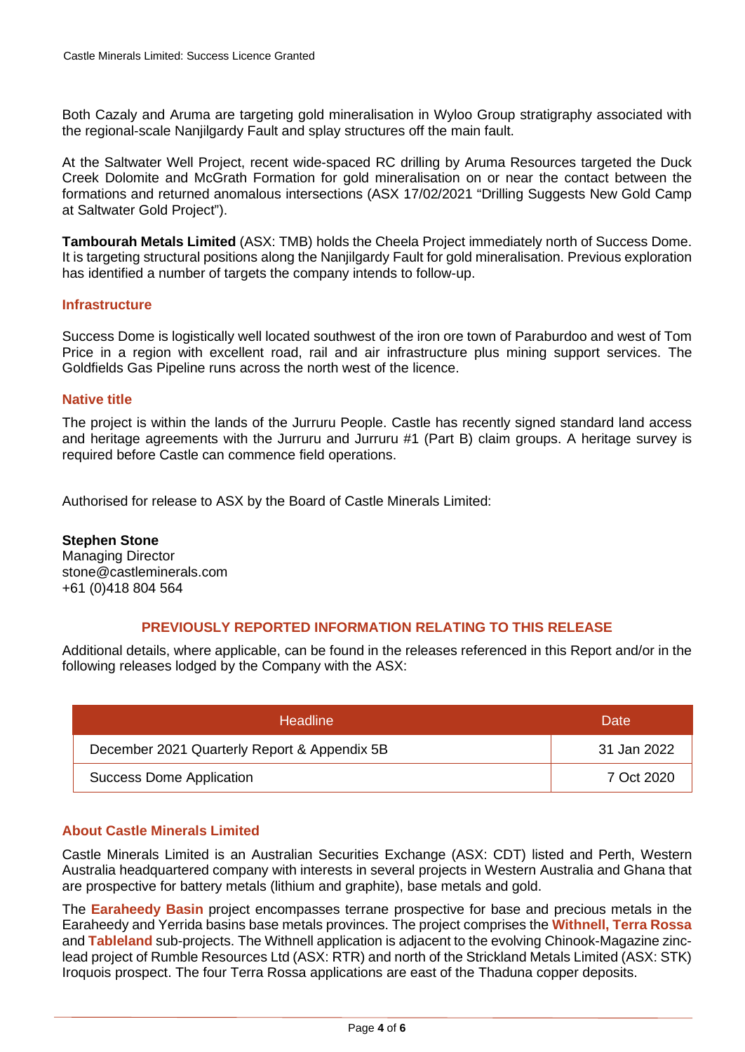Both Cazaly and Aruma are targeting gold mineralisation in Wyloo Group stratigraphy associated with the regional-scale Nanjilgardy Fault and splay structures off the main fault.

At the Saltwater Well Project, recent wide-spaced RC drilling by Aruma Resources targeted the Duck Creek Dolomite and McGrath Formation for gold mineralisation on or near the contact between the formations and returned anomalous intersections (ASX 17/02/2021 "Drilling Suggests New Gold Camp at Saltwater Gold Project").

**Tambourah Metals Limited** (ASX: TMB) holds the Cheela Project immediately north of Success Dome. It is targeting structural positions along the Nanjilgardy Fault for gold mineralisation. Previous exploration has identified a number of targets the company intends to follow-up.

## Infrastructure

Success Dome is logistically well located southwest of the iron ore town of Paraburdoo and west of Tom Price in a region with excellent road, rail and air infrastructure plus mining support services. The Goldfields Gas Pipeline runs across the north west of the licence.

## Native title

The project is within the lands of the Jurruru People. Castle has recently signed standard land access and heritage agreements with the Jurruru and Jurruru #1 (Part B) claim groups. A heritage survey is required before Castle can commence field operations.

Authorised for release to ASX by the Board of Castle Minerals Limited:

**Stephen Stone**
Managing Director
stone@castleminerals.com
+61 (0)418 804 564

## PREVIOUSLY REPORTED INFORMATION RELATING TO THIS RELEASE

Additional details, where applicable, can be found in the releases referenced in this Report and/or in the following releases lodged by the Company with the ASX:

| Headline | Date |
|---|---|
| December 2021 Quarterly Report & Appendix 5B | 31 Jan 2022 |
| Success Dome Application | 7 Oct 2020 |

## About Castle Minerals Limited

Castle Minerals Limited is an Australian Securities Exchange (ASX: CDT) listed and Perth, Western Australia headquartered company with interests in several projects in Western Australia and Ghana that are prospective for battery metals (lithium and graphite), base metals and gold.

The **Earaheedy Basin** project encompasses terrane prospective for base and precious metals in the Earaheedy and Yerrida basins base metals provinces. The project comprises the **Withnell, Terra Rossa** and **Tableland** sub-projects. The Withnell application is adjacent to the evolving Chinook-Magazine zinc-lead project of Rumble Resources Ltd (ASX: RTR) and north of the Strickland Metals Limited (ASX: STK) Iroquois prospect. The four Terra Rossa applications are east of the Thaduna copper deposits.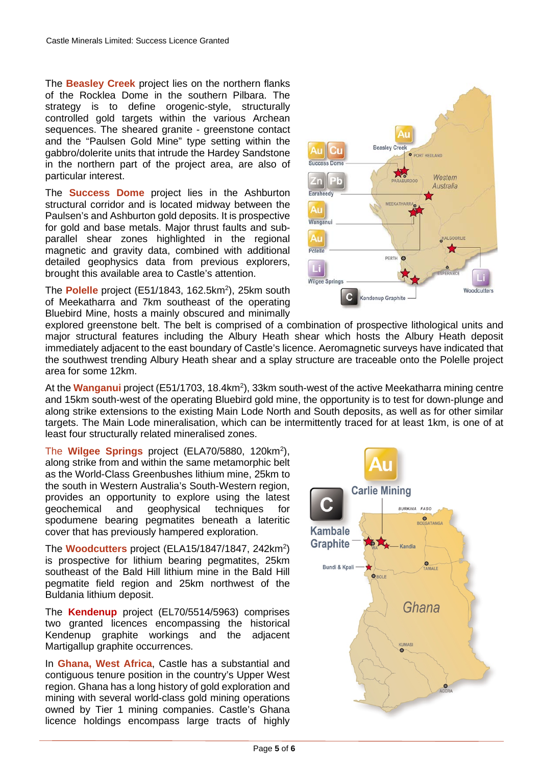The **Beasley Creek** project lies on the northern flanks of the Rocklea Dome in the southern Pilbara. The strategy is to define orogenic-style, structurally controlled gold targets within the various Archean sequences. The sheared granite - greenstone contact and the "Paulsen Gold Mine" type setting within the gabbro/dolerite units that intrude the Hardey Sandstone in the northern part of the project area, are also of particular interest.

The **Success Dome** project lies in the Ashburton structural corridor and is located midway between the Paulsen's and Ashburton gold deposits. It is prospective for gold and base metals. Major thrust faults and sub-parallel shear zones highlighted in the regional magnetic and gravity data, combined with additional detailed geophysics data from previous explorers, brought this available area to Castle's attention.

The **Polelle** project (E51/1843, 162.5km$^2$), 25km south of Meekatharra and 7km southeast of the operating Bluebird Mine, hosts a mainly obscured and minimally explored greenstone belt. The belt is comprised of a combination of prospective lithological units and major structural features including the Albury Heath shear which hosts the Albury Heath deposit immediately adjacent to the east boundary of Castle's licence. Aeromagnetic surveys have indicated that the southwest trending Albury Heath shear and a splay structure are traceable onto the Polelle project area for some 12km.

At the **Wanganui** project (E51/1703, 18.4km$^2$), 33km south-west of the active Meekatharra mining centre and 15km south-west of the operating Bluebird gold mine, the opportunity is to test for down-plunge and along strike extensions to the existing Main Lode North and South deposits, as well as for other similar targets. The Main Lode mineralisation, which can be intermittently traced for at least 1km, is one of at least four structurally related mineralised zones.

The **Wilgee Springs** project (ELA70/5880, 120km$^2$), along strike from and within the same metamorphic belt as the World-Class Greenbushes lithium mine, 25km to the south in Western Australia's South-Western region, provides an opportunity to explore using the latest geochemical and geophysical techniques for spodumene bearing pegmatites beneath a lateritic cover that has previously hampered exploration.

The **Woodcutters** project (ELA15/1847/1847, 242km$^2$) is prospective for lithium bearing pegmatites, 25km southeast of the Bald Hill lithium mine in the Bald Hill pegmatite field region and 25km northwest of the Buldania lithium deposit.

The **Kendenup** project (EL70/5514/5963) comprises two granted licences encompassing the historical Kendenup graphite workings and the adjacent Martigallup graphite occurrences.

In **Ghana, West Africa**, Castle has a substantial and contiguous tenure position in the country's Upper West region. Ghana has a long history of gold exploration and mining with several world-class gold mining operations owned by Tier 1 mining companies. Castle's Ghana licence holdings encompass large tracts of highly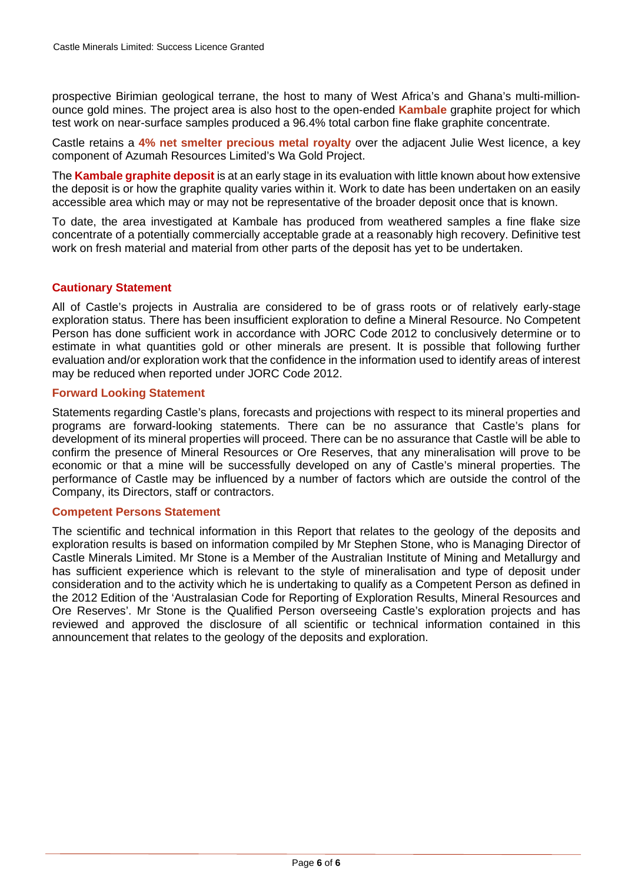prospective Birimian geological terrane, the host to many of West Africa's and Ghana's multi-million-ounce gold mines. The project area is also host to the open-ended **Kambale** graphite project for which test work on near-surface samples produced a 96.4% total carbon fine flake graphite concentrate.

Castle retains a **4% net smelter precious metal royalty** over the adjacent Julie West licence, a key component of Azumah Resources Limited's Wa Gold Project.

The **Kambale graphite deposit** is at an early stage in its evaluation with little known about how extensive the deposit is or how the graphite quality varies within it. Work to date has been undertaken on an easily accessible area which may or may not be representative of the broader deposit once that is known.

To date, the area investigated at Kambale has produced from weathered samples a fine flake size concentrate of a potentially commercially acceptable grade at a reasonably high recovery. Definitive test work on fresh material and material from other parts of the deposit has yet to be undertaken.

### Cautionary Statement

All of Castle's projects in Australia are considered to be of grass roots or of relatively early-stage exploration status. There has been insufficient exploration to define a Mineral Resource. No Competent Person has done sufficient work in accordance with JORC Code 2012 to conclusively determine or to estimate in what quantities gold or other minerals are present. It is possible that following further evaluation and/or exploration work that the confidence in the information used to identify areas of interest may be reduced when reported under JORC Code 2012.

### Forward Looking Statement

Statements regarding Castle's plans, forecasts and projections with respect to its mineral properties and programs are forward-looking statements. There can be no assurance that Castle's plans for development of its mineral properties will proceed. There can be no assurance that Castle will be able to confirm the presence of Mineral Resources or Ore Reserves, that any mineralisation will prove to be economic or that a mine will be successfully developed on any of Castle's mineral properties. The performance of Castle may be influenced by a number of factors which are outside the control of the Company, its Directors, staff or contractors.

### Competent Persons Statement

The scientific and technical information in this Report that relates to the geology of the deposits and exploration results is based on information compiled by Mr Stephen Stone, who is Managing Director of Castle Minerals Limited. Mr Stone is a Member of the Australian Institute of Mining and Metallurgy and has sufficient experience which is relevant to the style of mineralisation and type of deposit under consideration and to the activity which he is undertaking to qualify as a Competent Person as defined in the 2012 Edition of the 'Australasian Code for Reporting of Exploration Results, Mineral Resources and Ore Reserves'. Mr Stone is the Qualified Person overseeing Castle's exploration projects and has reviewed and approved the disclosure of all scientific or technical information contained in this announcement that relates to the geology of the deposits and exploration.